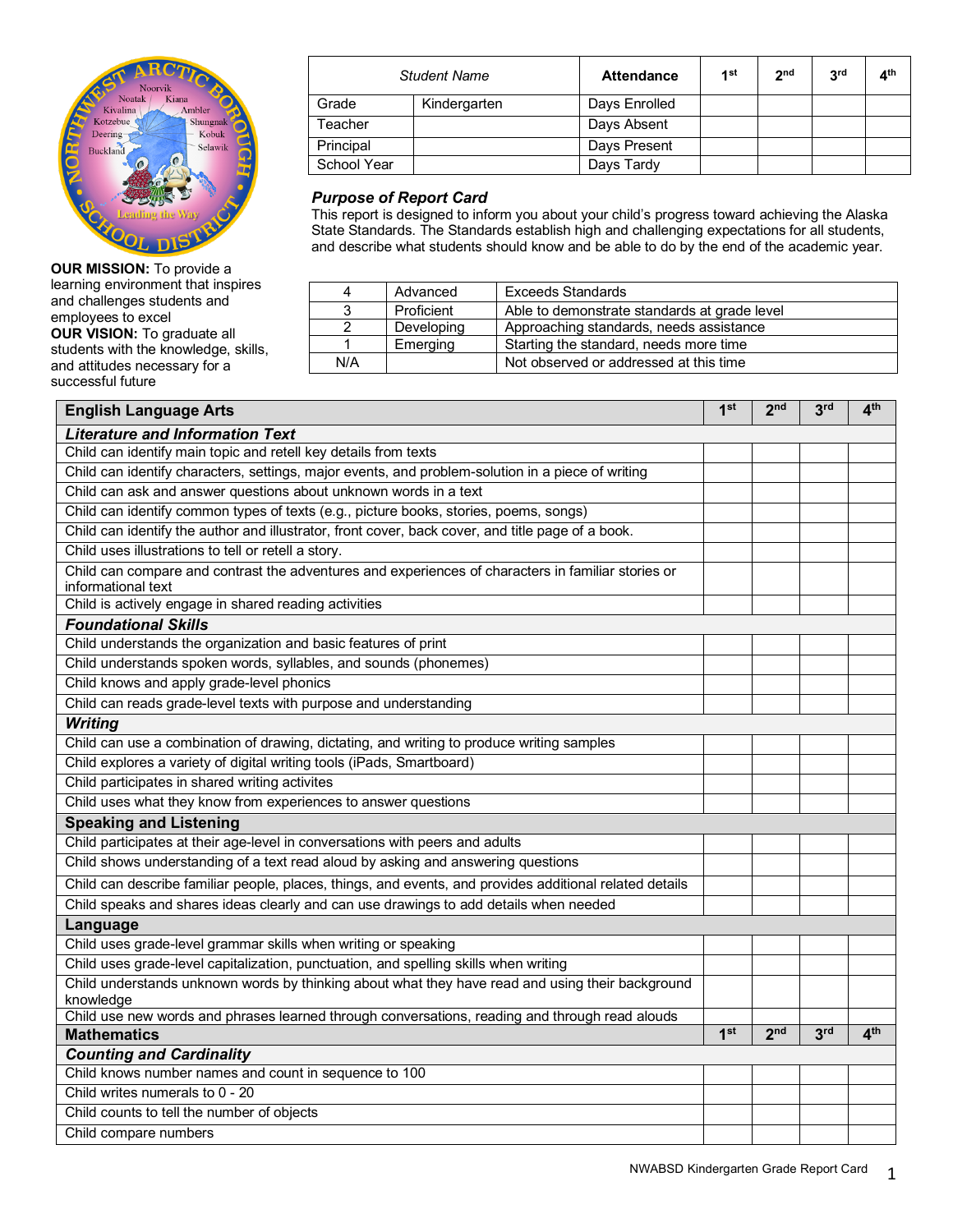**OUR MISSION:** To provide a learning environment that inspires and challenges students and employees to excel

**OUR VISION:** To graduate all students with the knowledge, skills, and attitudes necessary for a successful future

| *Student Name* | | **Attendance** | **1st** | **2nd** | **3rd** | **4th** |
|---|---|---|---|---|---|---|
| Grade | Kindergarten | Days Enrolled | | | | |
| Teacher | | Days Absent | | | | |
| Principal | | Days Present | | | | |
| School Year | | Days Tardy | | | | |

### *Purpose of Report Card*

This report is designed to inform you about your child's progress toward achieving the Alaska State Standards. The Standards establish high and challenging expectations for all students, and describe what students should know and be able to do by the end of the academic year.

| | | |
|---|---|---|
| 4 | Advanced | Exceeds Standards |
| 3 | Proficient | Able to demonstrate standards at grade level |
| 2 | Developing | Approaching standards, needs assistance |
| 1 | Emerging | Starting the standard, needs more time |
| N/A | | Not observed or addressed at this time |

| **English Language Arts** | **1st** | **2nd** | **3rd** | **4th** |
|---|---|---|---|---|
| ***Literature and Information Text*** | | | | |
| Child can identify main topic and retell key details from texts | | | | |
| Child can identify characters, settings, major events, and problem-solution in a piece of writing | | | | |
| Child can ask and answer questions about unknown words in a text | | | | |
| Child can identify common types of texts (e.g., picture books, stories, poems, songs) | | | | |
| Child can identify the author and illustrator, front cover, back cover, and title page of a book. | | | | |
| Child uses illustrations to tell or retell a story. | | | | |
| Child can compare and contrast the adventures and experiences of characters in familiar stories or informational text | | | | |
| Child is actively engage in shared reading activities | | | | |
| ***Foundational Skills*** | | | | |
| Child understands the organization and basic features of print | | | | |
| Child understands spoken words, syllables, and sounds (phonemes) | | | | |
| Child knows and apply grade-level phonics | | | | |
| Child can reads grade-level texts with purpose and understanding | | | | |
| ***Writing*** | | | | |
| Child can use a combination of drawing, dictating, and writing to produce writing samples | | | | |
| Child explores a variety of digital writing tools (iPads, Smartboard) | | | | |
| Child participates in shared writing activites | | | | |
| Child uses what they know from experiences to answer questions | | | | |
| **Speaking and Listening** | | | | |
| Child participates at their age-level in conversations with peers and adults | | | | |
| Child shows understanding of a text read aloud by asking and answering questions | | | | |
| Child can describe familiar people, places, things, and events, and provides additional related details | | | | |
| Child speaks and shares ideas clearly and can use drawings to add details when needed | | | | |
| **Language** | | | | |
| Child uses grade-level grammar skills when writing or speaking | | | | |
| Child uses grade-level capitalization, punctuation, and spelling skills when writing | | | | |
| Child understands unknown words by thinking about what they have read and using their background knowledge | | | | |
| Child use new words and phrases learned through conversations, reading and through read alouds | | | | |
| **Mathematics** | **1st** | **2nd** | **3rd** | **4th** |
| ***Counting and Cardinality*** | | | | |
| Child knows number names and count in sequence to 100 | | | | |
| Child writes numerals to 0 - 20 | | | | |
| Child counts to tell the number of objects | | | | |
| Child compare numbers | | | | |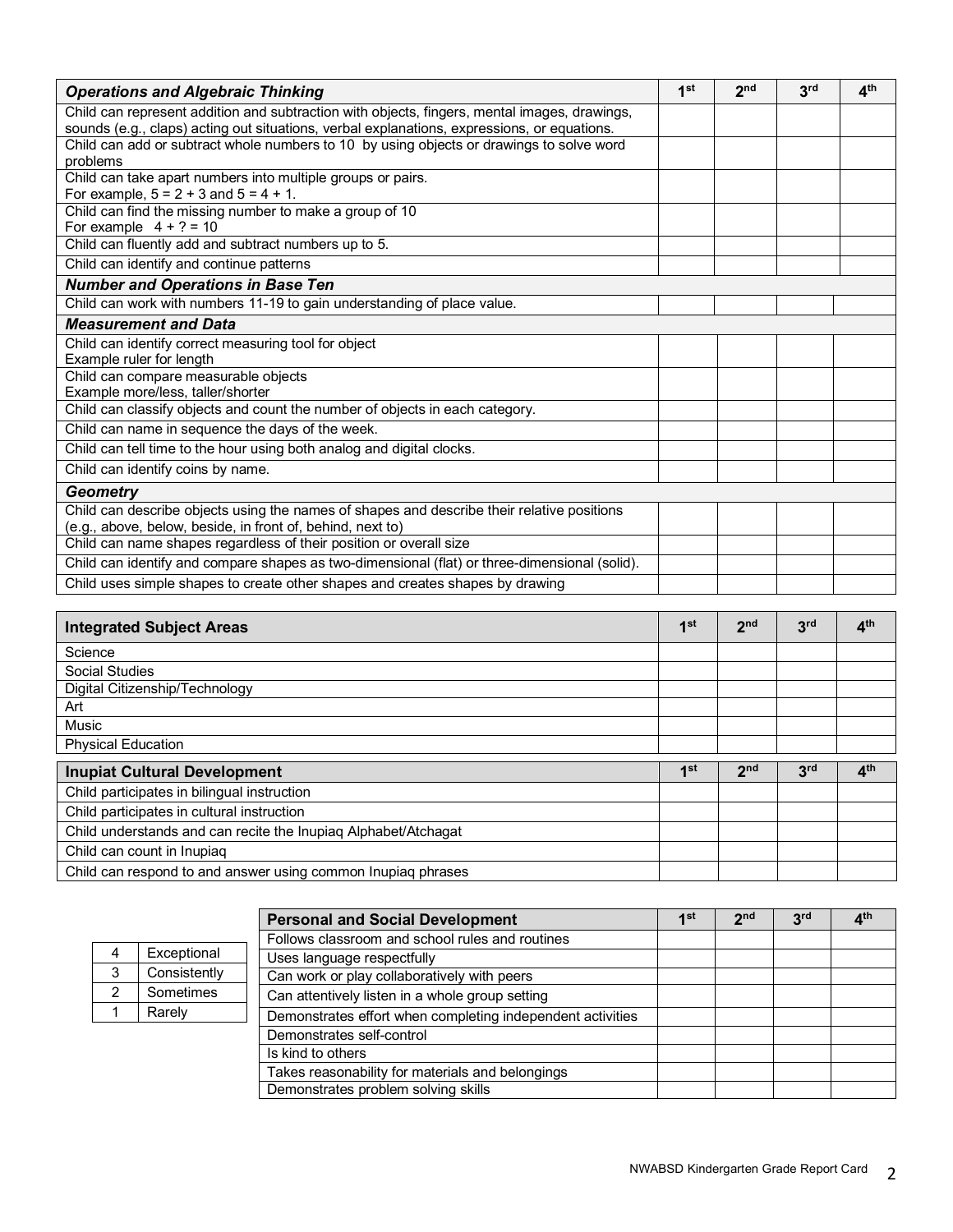| *Operations and Algebraic Thinking* | 1st | 2nd | 3rd | 4th |
|---|---|---|---|---|
| Child can represent addition and subtraction with objects, fingers, mental images, drawings, sounds (e.g., claps) acting out situations, verbal explanations, expressions, or equations. | | | | |
| Child can add or subtract whole numbers to 10 by using objects or drawings to solve word problems | | | | |
| Child can take apart numbers into multiple groups or pairs. For example, 5 = 2 + 3 and 5 = 4 + 1. | | | | |
| Child can find the missing number to make a group of 10 For example 4 + ? = 10 | | | | |
| Child can fluently add and subtract numbers up to 5. | | | | |
| Child can identify and continue patterns | | | | |
| ***Number and Operations in Base Ten*** | | | | |
| Child can work with numbers 11-19 to gain understanding of place value. | | | | |
| ***Measurement and Data*** | | | | |
| Child can identify correct measuring tool for object Example ruler for length | | | | |
| Child can compare measurable objects Example more/less, taller/shorter | | | | |
| Child can classify objects and count the number of objects in each category. | | | | |
| Child can name in sequence the days of the week. | | | | |
| Child can tell time to the hour using both analog and digital clocks. | | | | |
| Child can identify coins by name. | | | | |
| ***Geometry*** | | | | |
| Child can describe objects using the names of shapes and describe their relative positions (e.g., above, below, beside, in front of, behind, next to) | | | | |
| Child can name shapes regardless of their position or overall size | | | | |
| Child can identify and compare shapes as two-dimensional (flat) or three-dimensional (solid). | | | | |
| Child uses simple shapes to create other shapes and creates shapes by drawing | | | | |

| **Integrated Subject Areas** | 1st | 2nd | 3rd | 4th |
|---|---|---|---|---|
| Science | | | | |
| Social Studies | | | | |
| Digital Citizenship/Technology | | | | |
| Art | | | | |
| Music | | | | |
| Physical Education | | | | |

| **Inupiat Cultural Development** | 1st | 2nd | 3rd | 4th |
|---|---|---|---|---|
| Child participates in bilingual instruction | | | | |
| Child participates in cultural instruction | | | | |
| Child understands and can recite the Inupiaq Alphabet/Atchagat | | | | |
| Child can count in Inupiaq | | | | |
| Child can respond to and answer using common Inupiaq phrases | | | | |

| 4 | Exceptional |
|---|---|
| 3 | Consistently |
| 2 | Sometimes |
| 1 | Rarely |

| **Personal and Social Development** | 1st | 2nd | 3rd | 4th |
|---|---|---|---|---|
| Follows classroom and school rules and routines | | | | |
| Uses language respectfully | | | | |
| Can work or play collaboratively with peers | | | | |
| Can attentively listen in a whole group setting | | | | |
| Demonstrates effort when completing independent activities | | | | |
| Demonstrates self-control | | | | |
| Is kind to others | | | | |
| Takes reasonability for materials and belongings | | | | |
| Demonstrates problem solving skills | | | | |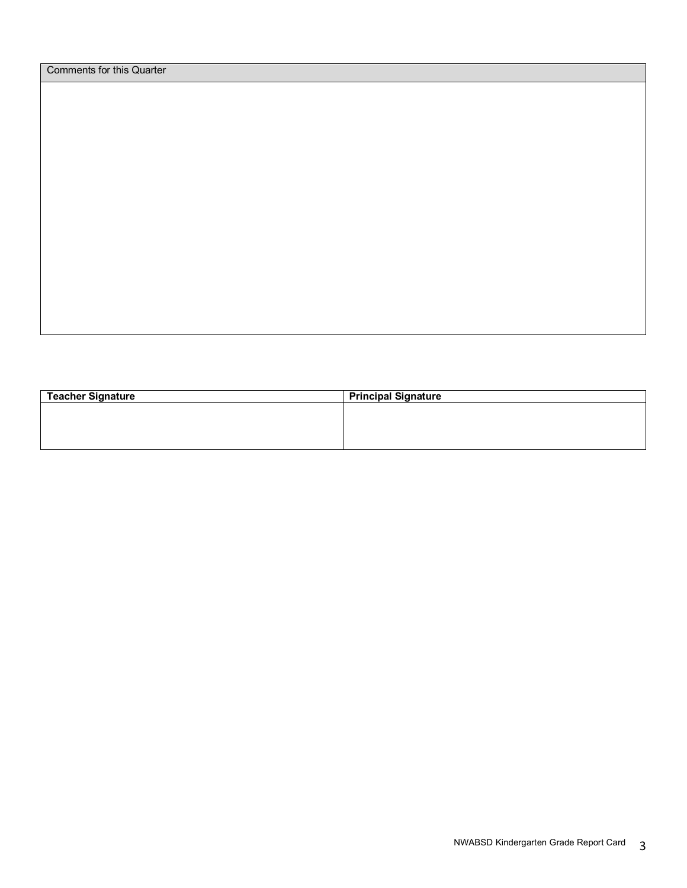| Comments for this Quarter |
| --- |
| |

| Teacher Signature | Principal Signature |
| --- | --- |
| | |